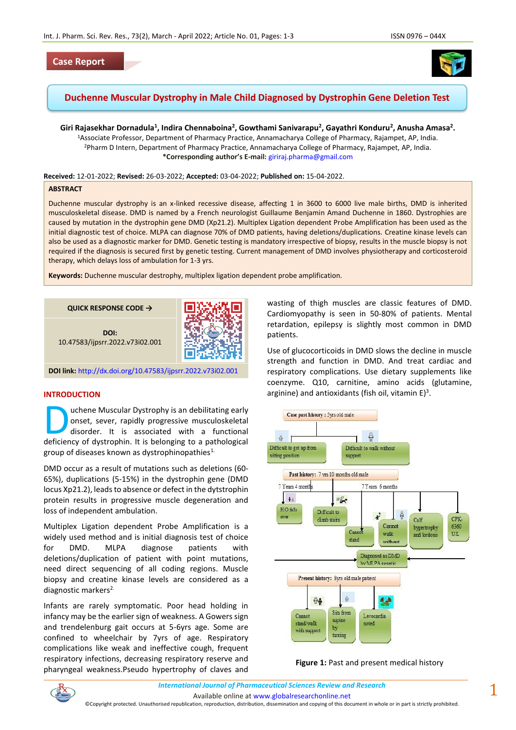Case Report

# Duchenne Muscular Dystrophy in Male Child Diagnosed by Dystrophin Gene Deletion Test

**Giri Rajasekhar Dornadula[1], Indira Chennaboina[2], Gowthami Sanivarapu[2], Gayathri Konduru[2], Anusha Amasa[2].**

[1]Associate Professor, Department of Pharmacy Practice, Annamacharya College of Pharmacy, Rajampet, AP, India.
[2]Pharm D Intern, Department of Pharmacy Practice, Annamacharya College of Pharmacy, Rajampet, AP, India.
***Corresponding author's E-mail:** giriraj.pharma@gmail.com

**Received:** 12-01-2022; **Revised:** 26-03-2022; **Accepted:** 03-04-2022; **Published on:** 15-04-2022.

## ABSTRACT

Duchenne muscular dystrophy is an x-linked recessive disease, affecting 1 in 3600 to 6000 live male births, DMD is inherited musculoskeletal disease. DMD is named by a French neurologist Guillaume Benjamin Amand Duchenne in 1860. Dystrophies are caused by mutation in the dystrophin gene DMD (Xp21.2). Multiplex Ligation dependent Probe Amplification has been used as the initial diagnostic test of choice. MLPA can diagnose 70% of DMD patients, having deletions/duplications. Creatine kinase levels can also be used as a diagnostic marker for DMD. Genetic testing is mandatory irrespective of biopsy, results in the muscle biopsy is not required if the diagnosis is secured first by genetic testing. Current management of DMD involves physiotherapy and corticosteroid therapy, which delays loss of ambulation for 1-3 yrs.

**Keywords:** Duchenne muscular destrophy, multiplex ligation dependent probe amplification.

**QUICK RESPONSE CODE →**

**DOI:** 10.47583/ijpsrr.2022.v73i02.001

**DOI link:** http://dx.doi.org/10.47583/ijpsrr.2022.v73i02.001

## INTRODUCTION

Duchenne Muscular Dystrophy is an debilitating early onset, sever, rapidly progressive musculoskeletal disorder. It is associated with a functional deficiency of dystrophin. It is belonging to a pathological group of diseases known as dystrophinopathies[1].

DMD occur as a result of mutations such as deletions (60-65%), duplications (5-15%) in the dystrophin gene (DMD locus Xp21.2), leads to absence or defect in the dytstrophin protein results in progressive muscle degeneration and loss of independent ambulation.

Multiplex Ligation dependent Probe Amplification is a widely used method and is initial diagnosis test of choice for DMD. MLPA diagnose patients with deletions/duplication of patient with point mutations, need direct sequencing of all coding regions. Muscle biopsy and creatine kinase levels are considered as a diagnostic markers[2].

Infants are rarely symptomatic. Poor head holding in infancy may be the earlier sign of weakness. A Gowers sign and trendelenburg gait occurs at 5-6yrs age. Some are confined to wheelchair by 7yrs of age. Respiratory complications like weak and ineffective cough, frequent respiratory infections, decreasing respiratory reserve and pharyngeal weakness.Pseudo hypertrophy of claves and wasting of thigh muscles are classic features of DMD. Cardiomyopathy is seen in 50-80% of patients. Mental retardation, epilepsy is slightly most common in DMD patients.

Use of glucocorticoids in DMD slows the decline in muscle strength and function in DMD. And treat cardiac and respiratory complications. Use dietary supplements like coenzyme. Q10, carnitine, amino acids (glutamine, arginine) and antioxidants (fish oil, vitamin E)[3].

Case past history : 5yrs old male
- Difficult to get up from sitting position
- Difficult to walk without support

Past history: 7 yrs 10 months old male
- 7 Years 4 months: H/O falls over; Difficult to climb stairs
- 7 Years 6 months: Cannot stand; Cannot walk without; Calf hypertrophy and lordosis; CPK-6360 U/L
- Diagnosed as DMD by MLPA genetic

Present history: 8yrs old male patient
- Cannot stand/walk with support
- Sits from supine by turning
- Levocardia noted

**Figure 1:** Past and present medical history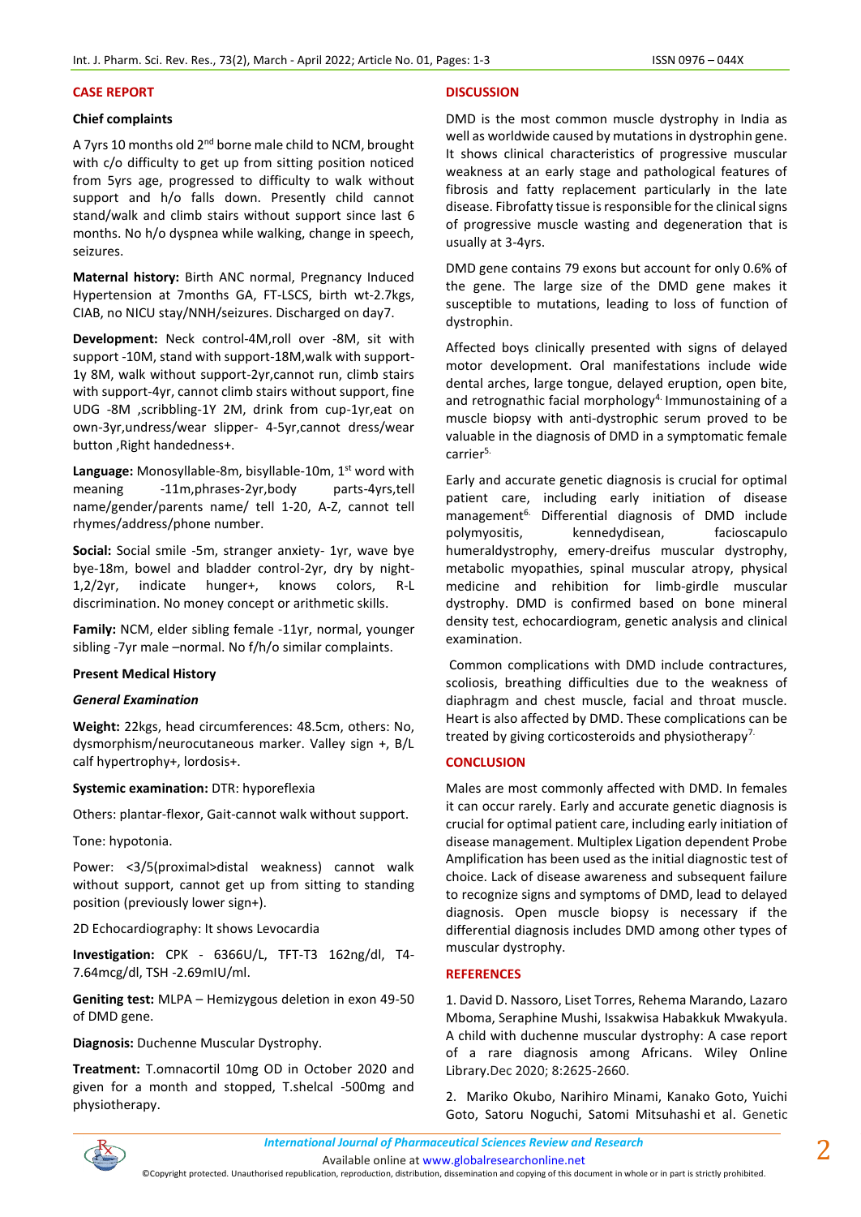## CASE REPORT

### Chief complaints

A 7yrs 10 months old 2nd borne male child to NCM, brought with c/o difficulty to get up from sitting position noticed from 5yrs age, progressed to difficulty to walk without support and h/o falls down. Presently child cannot stand/walk and climb stairs without support since last 6 months. No h/o dyspnea while walking, change in speech, seizures.

**Maternal history:** Birth ANC normal, Pregnancy Induced Hypertension at 7months GA, FT-LSCS, birth wt-2.7kgs, CIAB, no NICU stay/NNH/seizures. Discharged on day7.

**Development:** Neck control-4M,roll over -8M, sit with support -10M, stand with support-18M,walk with support-1y 8M, walk without support-2yr,cannot run, climb stairs with support-4yr, cannot climb stairs without support, fine UDG -8M ,scribbling-1Y 2M, drink from cup-1yr,eat on own-3yr,undress/wear slipper- 4-5yr,cannot dress/wear button ,Right handedness+.

**Language:** Monosyllable-8m, bisyllable-10m, 1st word with meaning -11m,phrases-2yr,body parts-4yrs,tell name/gender/parents name/ tell 1-20, A-Z, cannot tell rhymes/address/phone number.

**Social:** Social smile -5m, stranger anxiety- 1yr, wave bye bye-18m, bowel and bladder control-2yr, dry by night-1,2/2yr, indicate hunger+, knows colors, R-L discrimination. No money concept or arithmetic skills.

**Family:** NCM, elder sibling female -11yr, normal, younger sibling -7yr male –normal. No f/h/o similar complaints.

### Present Medical History

#### *General Examination*

**Weight:** 22kgs, head circumferences: 48.5cm, others: No, dysmorphism/neurocutaneous marker. Valley sign +, B/L calf hypertrophy+, lordosis+.

**Systemic examination:** DTR: hyporeflexia

Others: plantar-flexor, Gait-cannot walk without support.

Tone: hypotonia.

Power: <3/5(proximal>distal weakness) cannot walk without support, cannot get up from sitting to standing position (previously lower sign+).

2D Echocardiography: It shows Levocardia

**Investigation:** CPK - 6366U/L, TFT-T3 162ng/dl, T4-7.64mcg/dl, TSH -2.69mIU/ml.

**Geniting test:** MLPA – Hemizygous deletion in exon 49-50 of DMD gene.

**Diagnosis:** Duchenne Muscular Dystrophy.

**Treatment:** T.omnacortil 10mg OD in October 2020 and given for a month and stopped, T.shelcal -500mg and physiotherapy.

## DISCUSSION

DMD is the most common muscle dystrophy in India as well as worldwide caused by mutations in dystrophin gene. It shows clinical characteristics of progressive muscular weakness at an early stage and pathological features of fibrosis and fatty replacement particularly in the late disease. Fibrofatty tissue is responsible for the clinical signs of progressive muscle wasting and degeneration that is usually at 3-4yrs.

DMD gene contains 79 exons but account for only 0.6% of the gene. The large size of the DMD gene makes it susceptible to mutations, leading to loss of function of dystrophin.

Affected boys clinically presented with signs of delayed motor development. Oral manifestations include wide dental arches, large tongue, delayed eruption, open bite, and retrognathic facial morphology[4]. Immunostaining of a muscle biopsy with anti-dystrophic serum proved to be valuable in the diagnosis of DMD in a symptomatic female carrier[5].

Early and accurate genetic diagnosis is crucial for optimal patient care, including early initiation of disease management[6]. Differential diagnosis of DMD include polymyositis, kennedydisean, facioscapulo humeraldystrophy, emery-dreifus muscular dystrophy, metabolic myopathies, spinal muscular atropy, physical medicine and rehibition for limb-girdle muscular dystrophy. DMD is confirmed based on bone mineral density test, echocardiogram, genetic analysis and clinical examination.

Common complications with DMD include contractures, scoliosis, breathing difficulties due to the weakness of diaphragm and chest muscle, facial and throat muscle. Heart is also affected by DMD. These complications can be treated by giving corticosteroids and physiotherapy[7].

## CONCLUSION

Males are most commonly affected with DMD. In females it can occur rarely. Early and accurate genetic diagnosis is crucial for optimal patient care, including early initiation of disease management. Multiplex Ligation dependent Probe Amplification has been used as the initial diagnostic test of choice. Lack of disease awareness and subsequent failure to recognize signs and symptoms of DMD, lead to delayed diagnosis. Open muscle biopsy is necessary if the differential diagnosis includes DMD among other types of muscular dystrophy.

## REFERENCES

1. David D. Nassoro, Liset Torres, Rehema Marando, Lazaro Mboma, Seraphine Mushi, Issakwisa Habakkuk Mwakyula. A child with duchenne muscular dystrophy: A case report of a rare diagnosis among Africans. Wiley Online Library.Dec 2020; 8:2625-2660.

2. Mariko Okubo, Narihiro Minami, Kanako Goto, Yuichi Goto, Satoru Noguchi, Satomi Mitsuhashi et al. Genetic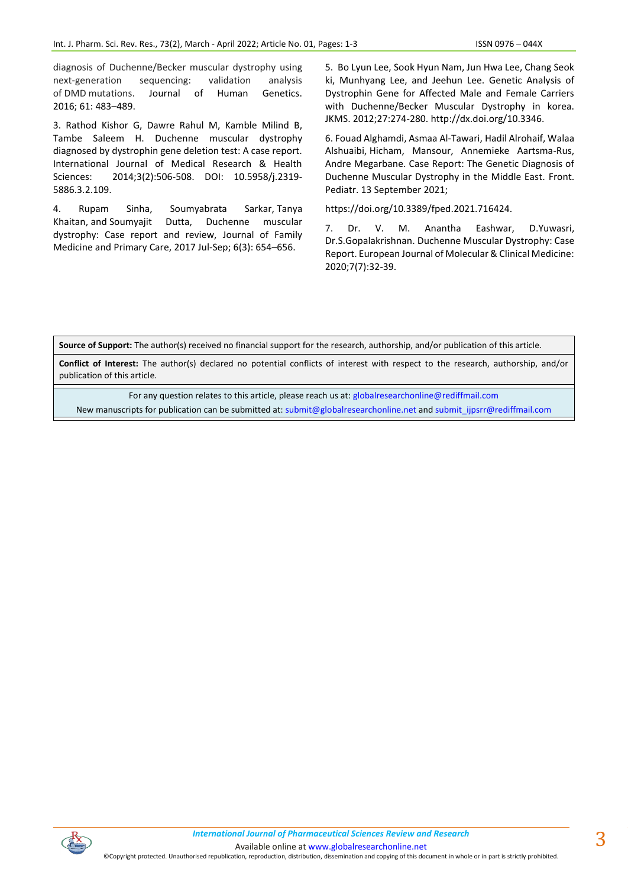diagnosis of Duchenne/Becker muscular dystrophy using next-generation sequencing: validation analysis of DMD mutations. Journal of Human Genetics. 2016; 61: 483–489.

3. Rathod Kishor G, Dawre Rahul M, Kamble Milind B, Tambe Saleem H. Duchenne muscular dystrophy diagnosed by dystrophin gene deletion test: A case report. International Journal of Medical Research & Health Sciences: 2014;3(2):506-508. DOI: 10.5958/j.2319-5886.3.2.109.

4. Rupam Sinha, Soumyabrata Sarkar, Tanya Khaitan, and Soumyajit Dutta, Duchenne muscular dystrophy: Case report and review, Journal of Family Medicine and Primary Care, 2017 Jul-Sep; 6(3): 654–656.

5. Bo Lyun Lee, Sook Hyun Nam, Jun Hwa Lee, Chang Seok ki, Munhyang Lee, and Jeehun Lee. Genetic Analysis of Dystrophin Gene for Affected Male and Female Carriers with Duchenne/Becker Muscular Dystrophy in korea. JKMS. 2012;27:274-280. http://dx.doi.org/10.3346.

6. Fouad Alghamdi, Asmaa Al-Tawari, Hadil Alrohaif, Walaa Alshuaibi, Hicham, Mansour, Annemieke Aartsma-Rus, Andre Megarbane. Case Report: The Genetic Diagnosis of Duchenne Muscular Dystrophy in the Middle East. Front. Pediatr. 13 September 2021;

https://doi.org/10.3389/fped.2021.716424.

7. Dr. V. M. Anantha Eashwar, D.Yuwasri, Dr.S.Gopalakrishnan. Duchenne Muscular Dystrophy: Case Report. European Journal of Molecular & Clinical Medicine: 2020;7(7):32-39.

**Source of Support:** The author(s) received no financial support for the research, authorship, and/or publication of this article.

**Conflict of Interest:** The author(s) declared no potential conflicts of interest with respect to the research, authorship, and/or publication of this article.

For any question relates to this article, please reach us at: globalresearchonline@rediffmail.com

New manuscripts for publication can be submitted at: submit@globalresearchonline.net and submit_ijpsrr@rediffmail.com